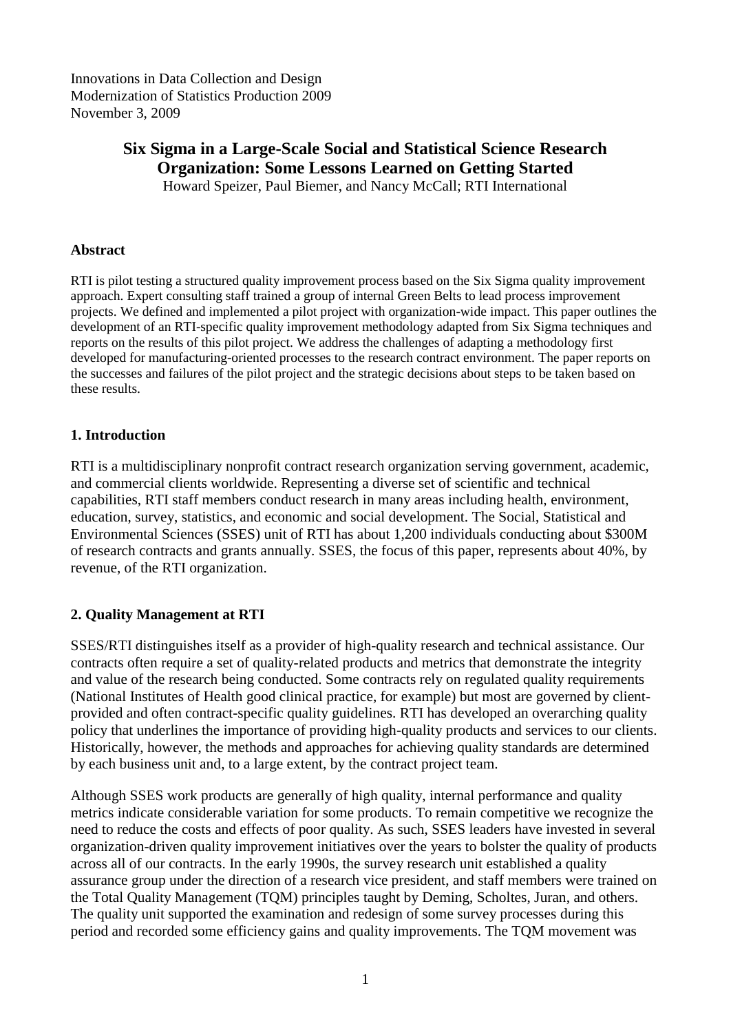Innovations in Data Collection and Design
Modernization of Statistics Production 2009
November 3, 2009

# Six Sigma in a Large-Scale Social and Statistical Science Research Organization: Some Lessons Learned on Getting Started

Howard Speizer, Paul Biemer, and Nancy McCall; RTI International

## Abstract

RTI is pilot testing a structured quality improvement process based on the Six Sigma quality improvement approach. Expert consulting staff trained a group of internal Green Belts to lead process improvement projects. We defined and implemented a pilot project with organization-wide impact. This paper outlines the development of an RTI-specific quality improvement methodology adapted from Six Sigma techniques and reports on the results of this pilot project. We address the challenges of adapting a methodology first developed for manufacturing-oriented processes to the research contract environment. The paper reports on the successes and failures of the pilot project and the strategic decisions about steps to be taken based on these results.

## 1. Introduction

RTI is a multidisciplinary nonprofit contract research organization serving government, academic, and commercial clients worldwide. Representing a diverse set of scientific and technical capabilities, RTI staff members conduct research in many areas including health, environment, education, survey, statistics, and economic and social development. The Social, Statistical and Environmental Sciences (SSES) unit of RTI has about 1,200 individuals conducting about $300M of research contracts and grants annually. SSES, the focus of this paper, represents about 40%, by revenue, of the RTI organization.

## 2. Quality Management at RTI

SSES/RTI distinguishes itself as a provider of high-quality research and technical assistance. Our contracts often require a set of quality-related products and metrics that demonstrate the integrity and value of the research being conducted. Some contracts rely on regulated quality requirements (National Institutes of Health good clinical practice, for example) but most are governed by client-provided and often contract-specific quality guidelines. RTI has developed an overarching quality policy that underlines the importance of providing high-quality products and services to our clients. Historically, however, the methods and approaches for achieving quality standards are determined by each business unit and, to a large extent, by the contract project team.

Although SSES work products are generally of high quality, internal performance and quality metrics indicate considerable variation for some products. To remain competitive we recognize the need to reduce the costs and effects of poor quality. As such, SSES leaders have invested in several organization-driven quality improvement initiatives over the years to bolster the quality of products across all of our contracts. In the early 1990s, the survey research unit established a quality assurance group under the direction of a research vice president, and staff members were trained on the Total Quality Management (TQM) principles taught by Deming, Scholtes, Juran, and others. The quality unit supported the examination and redesign of some survey processes during this period and recorded some efficiency gains and quality improvements. The TQM movement was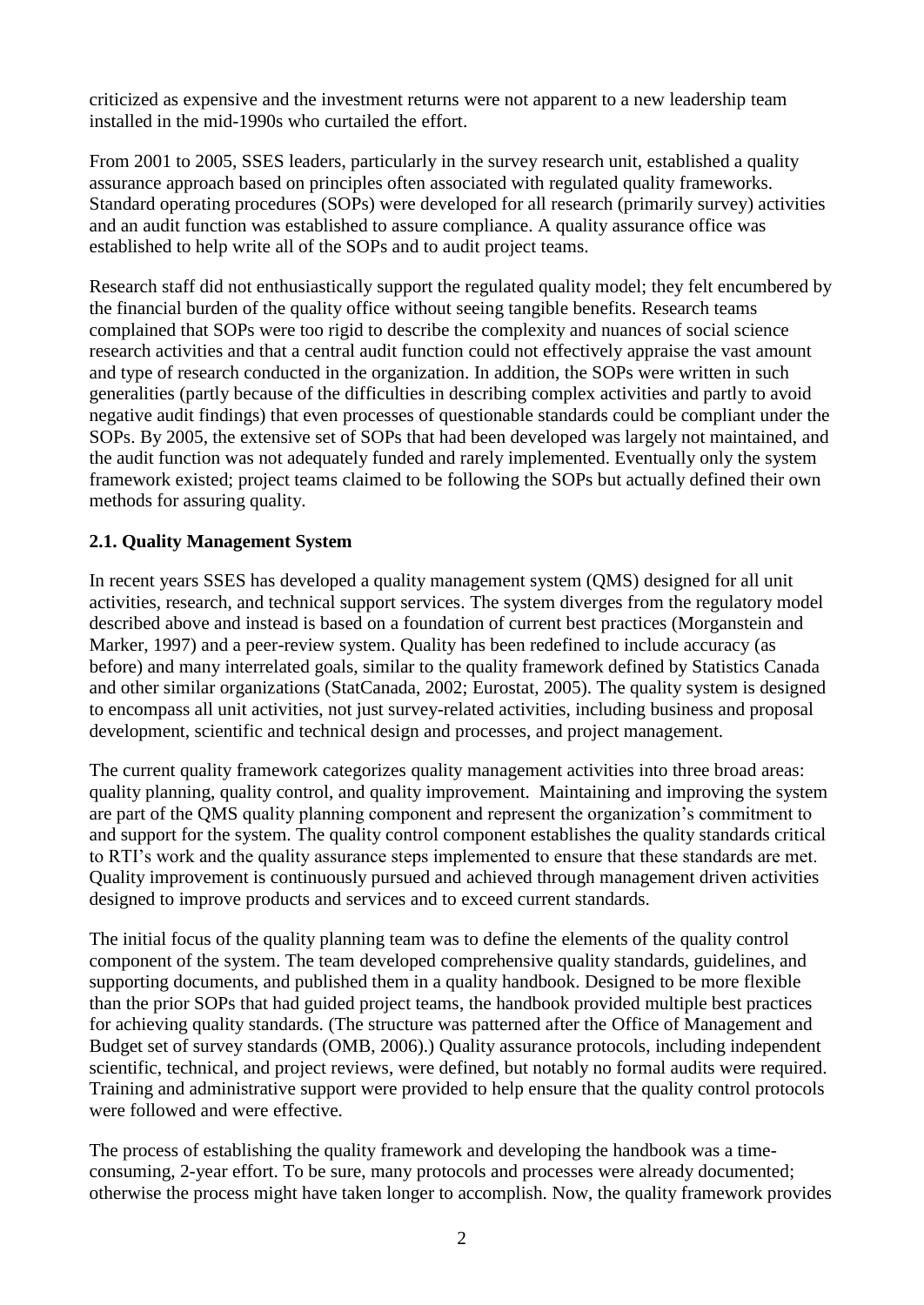criticized as expensive and the investment returns were not apparent to a new leadership team installed in the mid-1990s who curtailed the effort.

From 2001 to 2005, SSES leaders, particularly in the survey research unit, established a quality assurance approach based on principles often associated with regulated quality frameworks. Standard operating procedures (SOPs) were developed for all research (primarily survey) activities and an audit function was established to assure compliance. A quality assurance office was established to help write all of the SOPs and to audit project teams.

Research staff did not enthusiastically support the regulated quality model; they felt encumbered by the financial burden of the quality office without seeing tangible benefits. Research teams complained that SOPs were too rigid to describe the complexity and nuances of social science research activities and that a central audit function could not effectively appraise the vast amount and type of research conducted in the organization. In addition, the SOPs were written in such generalities (partly because of the difficulties in describing complex activities and partly to avoid negative audit findings) that even processes of questionable standards could be compliant under the SOPs. By 2005, the extensive set of SOPs that had been developed was largely not maintained, and the audit function was not adequately funded and rarely implemented. Eventually only the system framework existed; project teams claimed to be following the SOPs but actually defined their own methods for assuring quality.

## 2.1. Quality Management System

In recent years SSES has developed a quality management system (QMS) designed for all unit activities, research, and technical support services. The system diverges from the regulatory model described above and instead is based on a foundation of current best practices (Morganstein and Marker, 1997) and a peer-review system. Quality has been redefined to include accuracy (as before) and many interrelated goals, similar to the quality framework defined by Statistics Canada and other similar organizations (StatCanada, 2002; Eurostat, 2005). The quality system is designed to encompass all unit activities, not just survey-related activities, including business and proposal development, scientific and technical design and processes, and project management.

The current quality framework categorizes quality management activities into three broad areas: quality planning, quality control, and quality improvement. Maintaining and improving the system are part of the QMS quality planning component and represent the organization's commitment to and support for the system. The quality control component establishes the quality standards critical to RTI's work and the quality assurance steps implemented to ensure that these standards are met. Quality improvement is continuously pursued and achieved through management driven activities designed to improve products and services and to exceed current standards.

The initial focus of the quality planning team was to define the elements of the quality control component of the system. The team developed comprehensive quality standards, guidelines, and supporting documents, and published them in a quality handbook. Designed to be more flexible than the prior SOPs that had guided project teams, the handbook provided multiple best practices for achieving quality standards. (The structure was patterned after the Office of Management and Budget set of survey standards (OMB, 2006).) Quality assurance protocols, including independent scientific, technical, and project reviews, were defined, but notably no formal audits were required. Training and administrative support were provided to help ensure that the quality control protocols were followed and were effective.

The process of establishing the quality framework and developing the handbook was a time-consuming, 2-year effort. To be sure, many protocols and processes were already documented; otherwise the process might have taken longer to accomplish. Now, the quality framework provides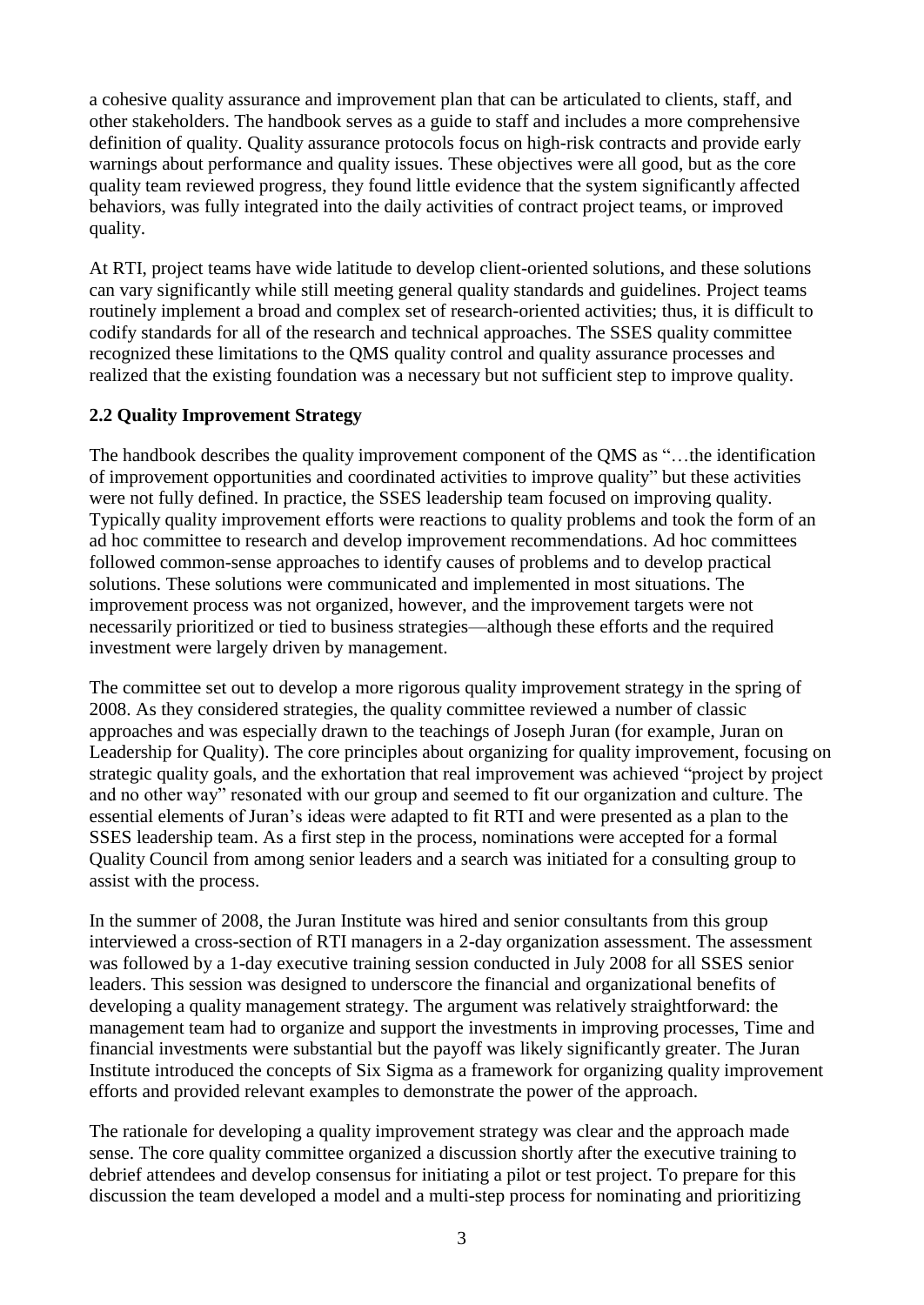a cohesive quality assurance and improvement plan that can be articulated to clients, staff, and other stakeholders. The handbook serves as a guide to staff and includes a more comprehensive definition of quality. Quality assurance protocols focus on high-risk contracts and provide early warnings about performance and quality issues. These objectives were all good, but as the core quality team reviewed progress, they found little evidence that the system significantly affected behaviors, was fully integrated into the daily activities of contract project teams, or improved quality.

At RTI, project teams have wide latitude to develop client-oriented solutions, and these solutions can vary significantly while still meeting general quality standards and guidelines. Project teams routinely implement a broad and complex set of research-oriented activities; thus, it is difficult to codify standards for all of the research and technical approaches. The SSES quality committee recognized these limitations to the QMS quality control and quality assurance processes and realized that the existing foundation was a necessary but not sufficient step to improve quality.

### 2.2 Quality Improvement Strategy

The handbook describes the quality improvement component of the QMS as "…the identification of improvement opportunities and coordinated activities to improve quality" but these activities were not fully defined. In practice, the SSES leadership team focused on improving quality. Typically quality improvement efforts were reactions to quality problems and took the form of an ad hoc committee to research and develop improvement recommendations. Ad hoc committees followed common-sense approaches to identify causes of problems and to develop practical solutions. These solutions were communicated and implemented in most situations. The improvement process was not organized, however, and the improvement targets were not necessarily prioritized or tied to business strategies—although these efforts and the required investment were largely driven by management.

The committee set out to develop a more rigorous quality improvement strategy in the spring of 2008. As they considered strategies, the quality committee reviewed a number of classic approaches and was especially drawn to the teachings of Joseph Juran (for example, Juran on Leadership for Quality). The core principles about organizing for quality improvement, focusing on strategic quality goals, and the exhortation that real improvement was achieved "project by project and no other way" resonated with our group and seemed to fit our organization and culture. The essential elements of Juran's ideas were adapted to fit RTI and were presented as a plan to the SSES leadership team. As a first step in the process, nominations were accepted for a formal Quality Council from among senior leaders and a search was initiated for a consulting group to assist with the process.

In the summer of 2008, the Juran Institute was hired and senior consultants from this group interviewed a cross-section of RTI managers in a 2-day organization assessment. The assessment was followed by a 1-day executive training session conducted in July 2008 for all SSES senior leaders. This session was designed to underscore the financial and organizational benefits of developing a quality management strategy. The argument was relatively straightforward: the management team had to organize and support the investments in improving processes, Time and financial investments were substantial but the payoff was likely significantly greater. The Juran Institute introduced the concepts of Six Sigma as a framework for organizing quality improvement efforts and provided relevant examples to demonstrate the power of the approach.

The rationale for developing a quality improvement strategy was clear and the approach made sense. The core quality committee organized a discussion shortly after the executive training to debrief attendees and develop consensus for initiating a pilot or test project. To prepare for this discussion the team developed a model and a multi-step process for nominating and prioritizing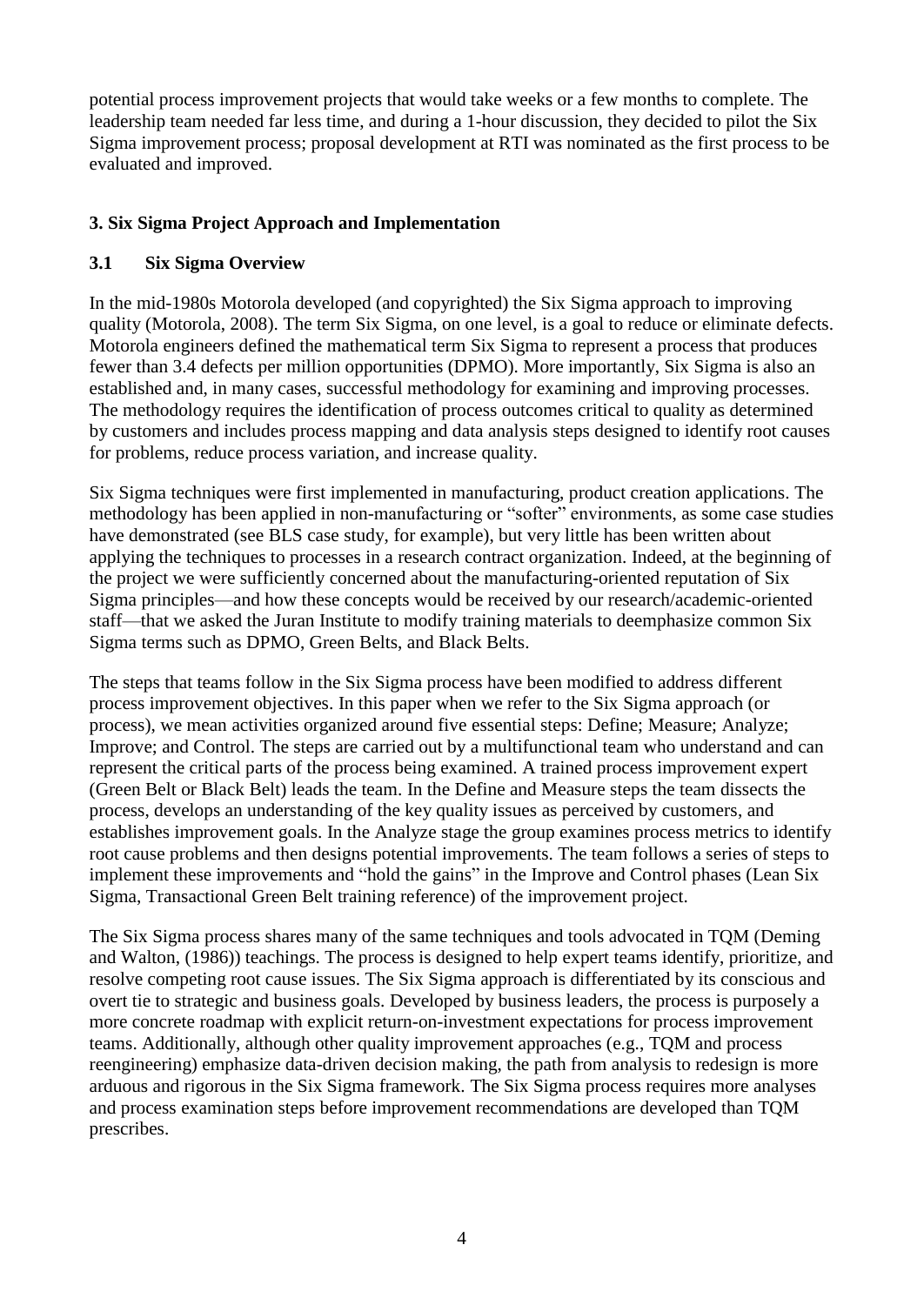potential process improvement projects that would take weeks or a few months to complete. The leadership team needed far less time, and during a 1-hour discussion, they decided to pilot the Six Sigma improvement process; proposal development at RTI was nominated as the first process to be evaluated and improved.

## 3. Six Sigma Project Approach and Implementation

### 3.1 Six Sigma Overview

In the mid-1980s Motorola developed (and copyrighted) the Six Sigma approach to improving quality (Motorola, 2008). The term Six Sigma, on one level, is a goal to reduce or eliminate defects. Motorola engineers defined the mathematical term Six Sigma to represent a process that produces fewer than 3.4 defects per million opportunities (DPMO). More importantly, Six Sigma is also an established and, in many cases, successful methodology for examining and improving processes. The methodology requires the identification of process outcomes critical to quality as determined by customers and includes process mapping and data analysis steps designed to identify root causes for problems, reduce process variation, and increase quality.

Six Sigma techniques were first implemented in manufacturing, product creation applications. The methodology has been applied in non-manufacturing or "softer" environments, as some case studies have demonstrated (see BLS case study, for example), but very little has been written about applying the techniques to processes in a research contract organization. Indeed, at the beginning of the project we were sufficiently concerned about the manufacturing-oriented reputation of Six Sigma principles—and how these concepts would be received by our research/academic-oriented staff—that we asked the Juran Institute to modify training materials to deemphasize common Six Sigma terms such as DPMO, Green Belts, and Black Belts.

The steps that teams follow in the Six Sigma process have been modified to address different process improvement objectives. In this paper when we refer to the Six Sigma approach (or process), we mean activities organized around five essential steps: Define; Measure; Analyze; Improve; and Control. The steps are carried out by a multifunctional team who understand and can represent the critical parts of the process being examined. A trained process improvement expert (Green Belt or Black Belt) leads the team. In the Define and Measure steps the team dissects the process, develops an understanding of the key quality issues as perceived by customers, and establishes improvement goals. In the Analyze stage the group examines process metrics to identify root cause problems and then designs potential improvements. The team follows a series of steps to implement these improvements and "hold the gains" in the Improve and Control phases (Lean Six Sigma, Transactional Green Belt training reference) of the improvement project.

The Six Sigma process shares many of the same techniques and tools advocated in TQM (Deming and Walton, (1986)) teachings. The process is designed to help expert teams identify, prioritize, and resolve competing root cause issues. The Six Sigma approach is differentiated by its conscious and overt tie to strategic and business goals. Developed by business leaders, the process is purposely a more concrete roadmap with explicit return-on-investment expectations for process improvement teams. Additionally, although other quality improvement approaches (e.g., TQM and process reengineering) emphasize data-driven decision making, the path from analysis to redesign is more arduous and rigorous in the Six Sigma framework. The Six Sigma process requires more analyses and process examination steps before improvement recommendations are developed than TQM prescribes.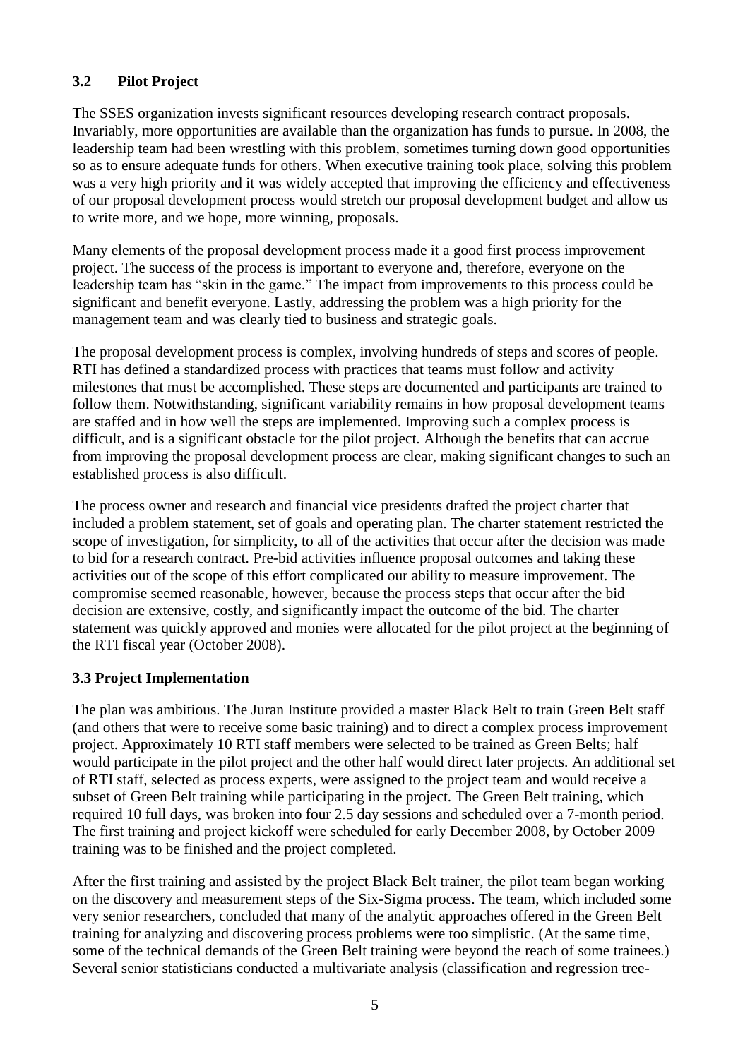### 3.2 Pilot Project

The SSES organization invests significant resources developing research contract proposals. Invariably, more opportunities are available than the organization has funds to pursue. In 2008, the leadership team had been wrestling with this problem, sometimes turning down good opportunities so as to ensure adequate funds for others. When executive training took place, solving this problem was a very high priority and it was widely accepted that improving the efficiency and effectiveness of our proposal development process would stretch our proposal development budget and allow us to write more, and we hope, more winning, proposals.

Many elements of the proposal development process made it a good first process improvement project. The success of the process is important to everyone and, therefore, everyone on the leadership team has "skin in the game." The impact from improvements to this process could be significant and benefit everyone. Lastly, addressing the problem was a high priority for the management team and was clearly tied to business and strategic goals.

The proposal development process is complex, involving hundreds of steps and scores of people. RTI has defined a standardized process with practices that teams must follow and activity milestones that must be accomplished. These steps are documented and participants are trained to follow them. Notwithstanding, significant variability remains in how proposal development teams are staffed and in how well the steps are implemented. Improving such a complex process is difficult, and is a significant obstacle for the pilot project. Although the benefits that can accrue from improving the proposal development process are clear, making significant changes to such an established process is also difficult.

The process owner and research and financial vice presidents drafted the project charter that included a problem statement, set of goals and operating plan. The charter statement restricted the scope of investigation, for simplicity, to all of the activities that occur after the decision was made to bid for a research contract. Pre-bid activities influence proposal outcomes and taking these activities out of the scope of this effort complicated our ability to measure improvement. The compromise seemed reasonable, however, because the process steps that occur after the bid decision are extensive, costly, and significantly impact the outcome of the bid. The charter statement was quickly approved and monies were allocated for the pilot project at the beginning of the RTI fiscal year (October 2008).

### 3.3 Project Implementation

The plan was ambitious. The Juran Institute provided a master Black Belt to train Green Belt staff (and others that were to receive some basic training) and to direct a complex process improvement project. Approximately 10 RTI staff members were selected to be trained as Green Belts; half would participate in the pilot project and the other half would direct later projects. An additional set of RTI staff, selected as process experts, were assigned to the project team and would receive a subset of Green Belt training while participating in the project. The Green Belt training, which required 10 full days, was broken into four 2.5 day sessions and scheduled over a 7-month period. The first training and project kickoff were scheduled for early December 2008, by October 2009 training was to be finished and the project completed.

After the first training and assisted by the project Black Belt trainer, the pilot team began working on the discovery and measurement steps of the Six-Sigma process. The team, which included some very senior researchers, concluded that many of the analytic approaches offered in the Green Belt training for analyzing and discovering process problems were too simplistic. (At the same time, some of the technical demands of the Green Belt training were beyond the reach of some trainees.) Several senior statisticians conducted a multivariate analysis (classification and regression tree-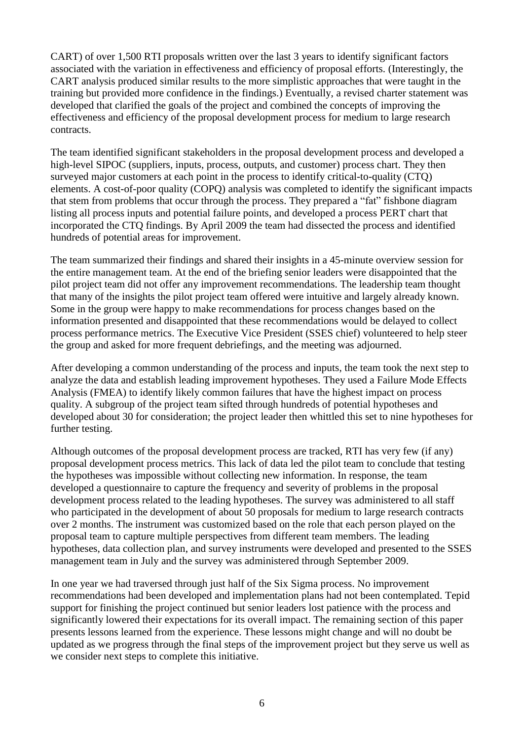CART) of over 1,500 RTI proposals written over the last 3 years to identify significant factors associated with the variation in effectiveness and efficiency of proposal efforts. (Interestingly, the CART analysis produced similar results to the more simplistic approaches that were taught in the training but provided more confidence in the findings.) Eventually, a revised charter statement was developed that clarified the goals of the project and combined the concepts of improving the effectiveness and efficiency of the proposal development process for medium to large research contracts.

The team identified significant stakeholders in the proposal development process and developed a high-level SIPOC (suppliers, inputs, process, outputs, and customer) process chart. They then surveyed major customers at each point in the process to identify critical-to-quality (CTQ) elements. A cost-of-poor quality (COPQ) analysis was completed to identify the significant impacts that stem from problems that occur through the process. They prepared a "fat" fishbone diagram listing all process inputs and potential failure points, and developed a process PERT chart that incorporated the CTQ findings. By April 2009 the team had dissected the process and identified hundreds of potential areas for improvement.

The team summarized their findings and shared their insights in a 45-minute overview session for the entire management team. At the end of the briefing senior leaders were disappointed that the pilot project team did not offer any improvement recommendations. The leadership team thought that many of the insights the pilot project team offered were intuitive and largely already known. Some in the group were happy to make recommendations for process changes based on the information presented and disappointed that these recommendations would be delayed to collect process performance metrics. The Executive Vice President (SSES chief) volunteered to help steer the group and asked for more frequent debriefings, and the meeting was adjourned.

After developing a common understanding of the process and inputs, the team took the next step to analyze the data and establish leading improvement hypotheses. They used a Failure Mode Effects Analysis (FMEA) to identify likely common failures that have the highest impact on process quality. A subgroup of the project team sifted through hundreds of potential hypotheses and developed about 30 for consideration; the project leader then whittled this set to nine hypotheses for further testing.

Although outcomes of the proposal development process are tracked, RTI has very few (if any) proposal development process metrics. This lack of data led the pilot team to conclude that testing the hypotheses was impossible without collecting new information. In response, the team developed a questionnaire to capture the frequency and severity of problems in the proposal development process related to the leading hypotheses. The survey was administered to all staff who participated in the development of about 50 proposals for medium to large research contracts over 2 months. The instrument was customized based on the role that each person played on the proposal team to capture multiple perspectives from different team members. The leading hypotheses, data collection plan, and survey instruments were developed and presented to the SSES management team in July and the survey was administered through September 2009.

In one year we had traversed through just half of the Six Sigma process. No improvement recommendations had been developed and implementation plans had not been contemplated. Tepid support for finishing the project continued but senior leaders lost patience with the process and significantly lowered their expectations for its overall impact. The remaining section of this paper presents lessons learned from the experience. These lessons might change and will no doubt be updated as we progress through the final steps of the improvement project but they serve us well as we consider next steps to complete this initiative.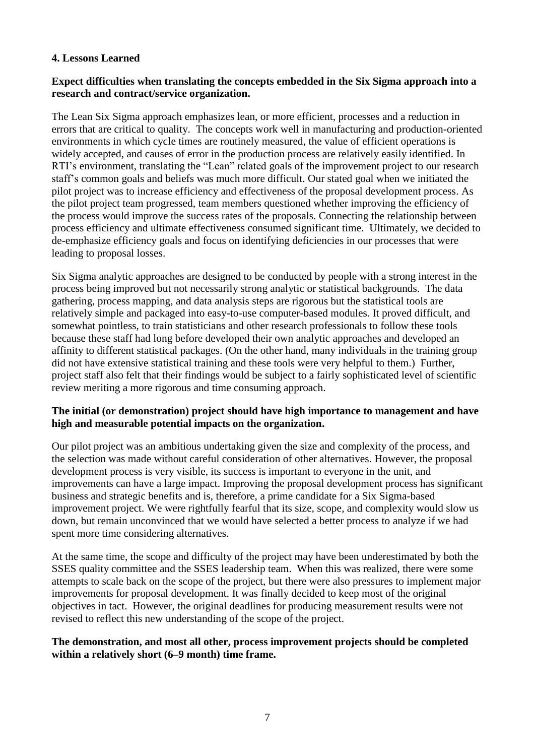## 4. Lessons Learned

**Expect difficulties when translating the concepts embedded in the Six Sigma approach into a research and contract/service organization.**

The Lean Six Sigma approach emphasizes lean, or more efficient, processes and a reduction in errors that are critical to quality. The concepts work well in manufacturing and production-oriented environments in which cycle times are routinely measured, the value of efficient operations is widely accepted, and causes of error in the production process are relatively easily identified. In RTI's environment, translating the "Lean" related goals of the improvement project to our research staff's common goals and beliefs was much more difficult. Our stated goal when we initiated the pilot project was to increase efficiency and effectiveness of the proposal development process. As the pilot project team progressed, team members questioned whether improving the efficiency of the process would improve the success rates of the proposals. Connecting the relationship between process efficiency and ultimate effectiveness consumed significant time. Ultimately, we decided to de-emphasize efficiency goals and focus on identifying deficiencies in our processes that were leading to proposal losses.

Six Sigma analytic approaches are designed to be conducted by people with a strong interest in the process being improved but not necessarily strong analytic or statistical backgrounds. The data gathering, process mapping, and data analysis steps are rigorous but the statistical tools are relatively simple and packaged into easy-to-use computer-based modules. It proved difficult, and somewhat pointless, to train statisticians and other research professionals to follow these tools because these staff had long before developed their own analytic approaches and developed an affinity to different statistical packages. (On the other hand, many individuals in the training group did not have extensive statistical training and these tools were very helpful to them.) Further, project staff also felt that their findings would be subject to a fairly sophisticated level of scientific review meriting a more rigorous and time consuming approach.

**The initial (or demonstration) project should have high importance to management and have high and measurable potential impacts on the organization.**

Our pilot project was an ambitious undertaking given the size and complexity of the process, and the selection was made without careful consideration of other alternatives. However, the proposal development process is very visible, its success is important to everyone in the unit, and improvements can have a large impact. Improving the proposal development process has significant business and strategic benefits and is, therefore, a prime candidate for a Six Sigma-based improvement project. We were rightfully fearful that its size, scope, and complexity would slow us down, but remain unconvinced that we would have selected a better process to analyze if we had spent more time considering alternatives.

At the same time, the scope and difficulty of the project may have been underestimated by both the SSES quality committee and the SSES leadership team. When this was realized, there were some attempts to scale back on the scope of the project, but there were also pressures to implement major improvements for proposal development. It was finally decided to keep most of the original objectives in tact. However, the original deadlines for producing measurement results were not revised to reflect this new understanding of the scope of the project.

**The demonstration, and most all other, process improvement projects should be completed within a relatively short (6–9 month) time frame.**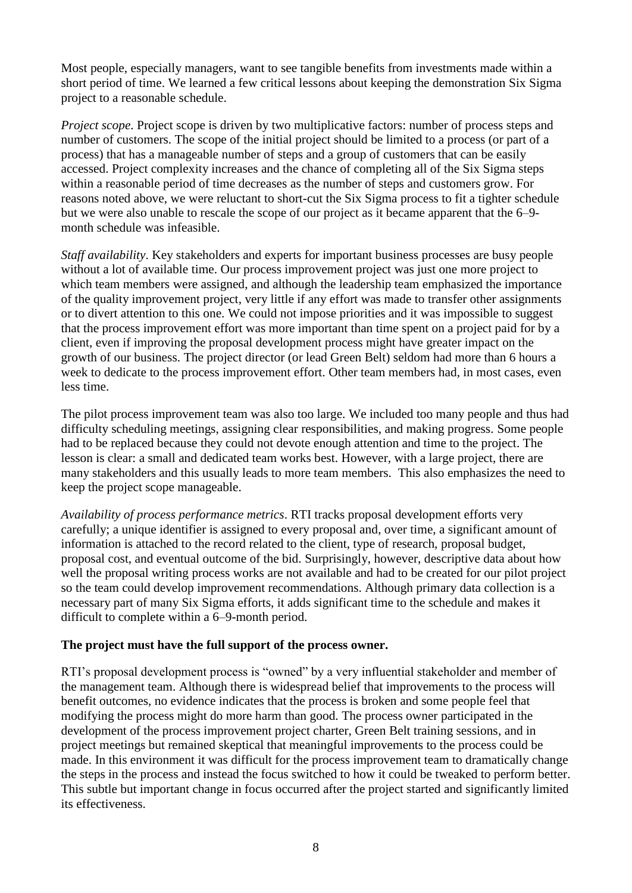Most people, especially managers, want to see tangible benefits from investments made within a short period of time. We learned a few critical lessons about keeping the demonstration Six Sigma project to a reasonable schedule.

*Project scope*. Project scope is driven by two multiplicative factors: number of process steps and number of customers. The scope of the initial project should be limited to a process (or part of a process) that has a manageable number of steps and a group of customers that can be easily accessed. Project complexity increases and the chance of completing all of the Six Sigma steps within a reasonable period of time decreases as the number of steps and customers grow. For reasons noted above, we were reluctant to short-cut the Six Sigma process to fit a tighter schedule but we were also unable to rescale the scope of our project as it became apparent that the 6–9-month schedule was infeasible.

*Staff availability*. Key stakeholders and experts for important business processes are busy people without a lot of available time. Our process improvement project was just one more project to which team members were assigned, and although the leadership team emphasized the importance of the quality improvement project, very little if any effort was made to transfer other assignments or to divert attention to this one. We could not impose priorities and it was impossible to suggest that the process improvement effort was more important than time spent on a project paid for by a client, even if improving the proposal development process might have greater impact on the growth of our business. The project director (or lead Green Belt) seldom had more than 6 hours a week to dedicate to the process improvement effort. Other team members had, in most cases, even less time.

The pilot process improvement team was also too large. We included too many people and thus had difficulty scheduling meetings, assigning clear responsibilities, and making progress. Some people had to be replaced because they could not devote enough attention and time to the project. The lesson is clear: a small and dedicated team works best. However, with a large project, there are many stakeholders and this usually leads to more team members. This also emphasizes the need to keep the project scope manageable.

*Availability of process performance metrics*. RTI tracks proposal development efforts very carefully; a unique identifier is assigned to every proposal and, over time, a significant amount of information is attached to the record related to the client, type of research, proposal budget, proposal cost, and eventual outcome of the bid. Surprisingly, however, descriptive data about how well the proposal writing process works are not available and had to be created for our pilot project so the team could develop improvement recommendations. Although primary data collection is a necessary part of many Six Sigma efforts, it adds significant time to the schedule and makes it difficult to complete within a 6–9-month period.

**The project must have the full support of the process owner.**

RTI's proposal development process is "owned" by a very influential stakeholder and member of the management team. Although there is widespread belief that improvements to the process will benefit outcomes, no evidence indicates that the process is broken and some people feel that modifying the process might do more harm than good. The process owner participated in the development of the process improvement project charter, Green Belt training sessions, and in project meetings but remained skeptical that meaningful improvements to the process could be made. In this environment it was difficult for the process improvement team to dramatically change the steps in the process and instead the focus switched to how it could be tweaked to perform better. This subtle but important change in focus occurred after the project started and significantly limited its effectiveness.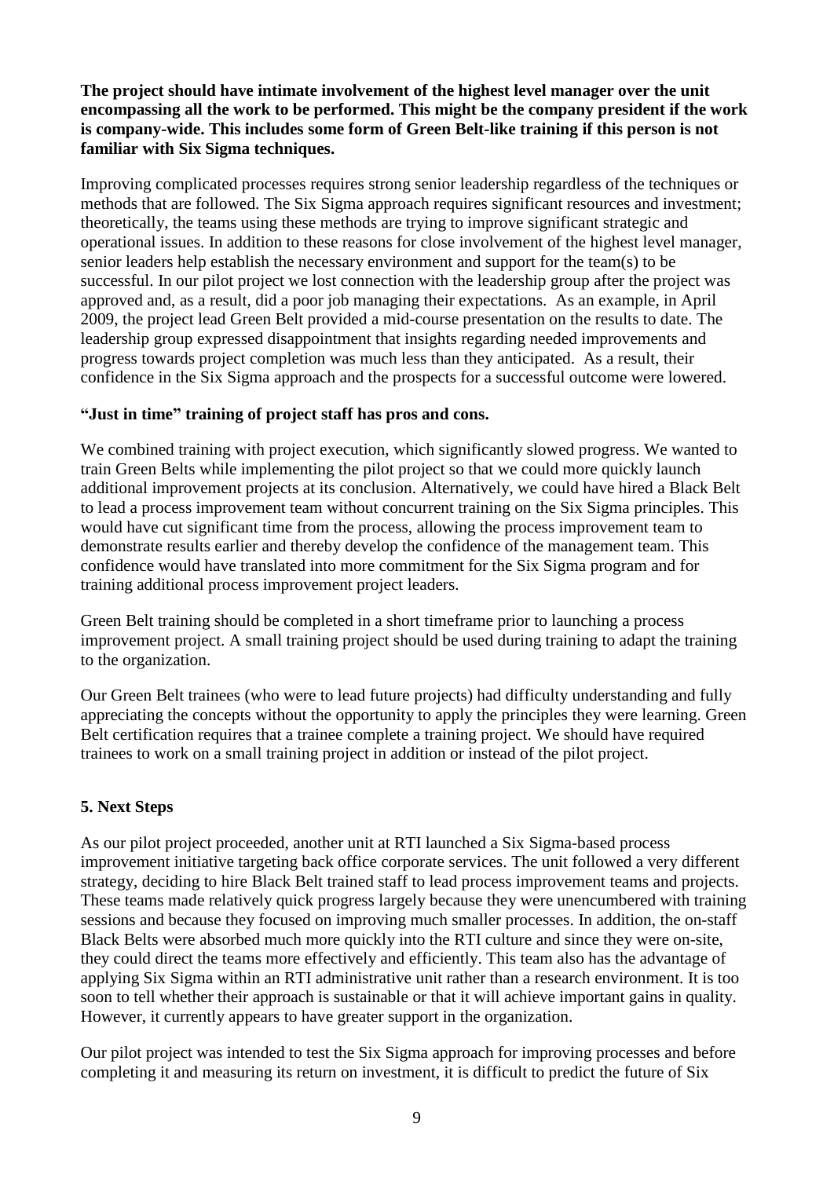**The project should have intimate involvement of the highest level manager over the unit encompassing all the work to be performed. This might be the company president if the work is company-wide. This includes some form of Green Belt-like training if this person is not familiar with Six Sigma techniques.**

Improving complicated processes requires strong senior leadership regardless of the techniques or methods that are followed. The Six Sigma approach requires significant resources and investment; theoretically, the teams using these methods are trying to improve significant strategic and operational issues. In addition to these reasons for close involvement of the highest level manager, senior leaders help establish the necessary environment and support for the team(s) to be successful. In our pilot project we lost connection with the leadership group after the project was approved and, as a result, did a poor job managing their expectations. As an example, in April 2009, the project lead Green Belt provided a mid-course presentation on the results to date. The leadership group expressed disappointment that insights regarding needed improvements and progress towards project completion was much less than they anticipated. As a result, their confidence in the Six Sigma approach and the prospects for a successful outcome were lowered.

**"Just in time" training of project staff has pros and cons.**

We combined training with project execution, which significantly slowed progress. We wanted to train Green Belts while implementing the pilot project so that we could more quickly launch additional improvement projects at its conclusion. Alternatively, we could have hired a Black Belt to lead a process improvement team without concurrent training on the Six Sigma principles. This would have cut significant time from the process, allowing the process improvement team to demonstrate results earlier and thereby develop the confidence of the management team. This confidence would have translated into more commitment for the Six Sigma program and for training additional process improvement project leaders.

Green Belt training should be completed in a short timeframe prior to launching a process improvement project. A small training project should be used during training to adapt the training to the organization.

Our Green Belt trainees (who were to lead future projects) had difficulty understanding and fully appreciating the concepts without the opportunity to apply the principles they were learning. Green Belt certification requires that a trainee complete a training project. We should have required trainees to work on a small training project in addition or instead of the pilot project.

## 5. Next Steps

As our pilot project proceeded, another unit at RTI launched a Six Sigma-based process improvement initiative targeting back office corporate services. The unit followed a very different strategy, deciding to hire Black Belt trained staff to lead process improvement teams and projects. These teams made relatively quick progress largely because they were unencumbered with training sessions and because they focused on improving much smaller processes. In addition, the on-staff Black Belts were absorbed much more quickly into the RTI culture and since they were on-site, they could direct the teams more effectively and efficiently. This team also has the advantage of applying Six Sigma within an RTI administrative unit rather than a research environment. It is too soon to tell whether their approach is sustainable or that it will achieve important gains in quality. However, it currently appears to have greater support in the organization.

Our pilot project was intended to test the Six Sigma approach for improving processes and before completing it and measuring its return on investment, it is difficult to predict the future of Six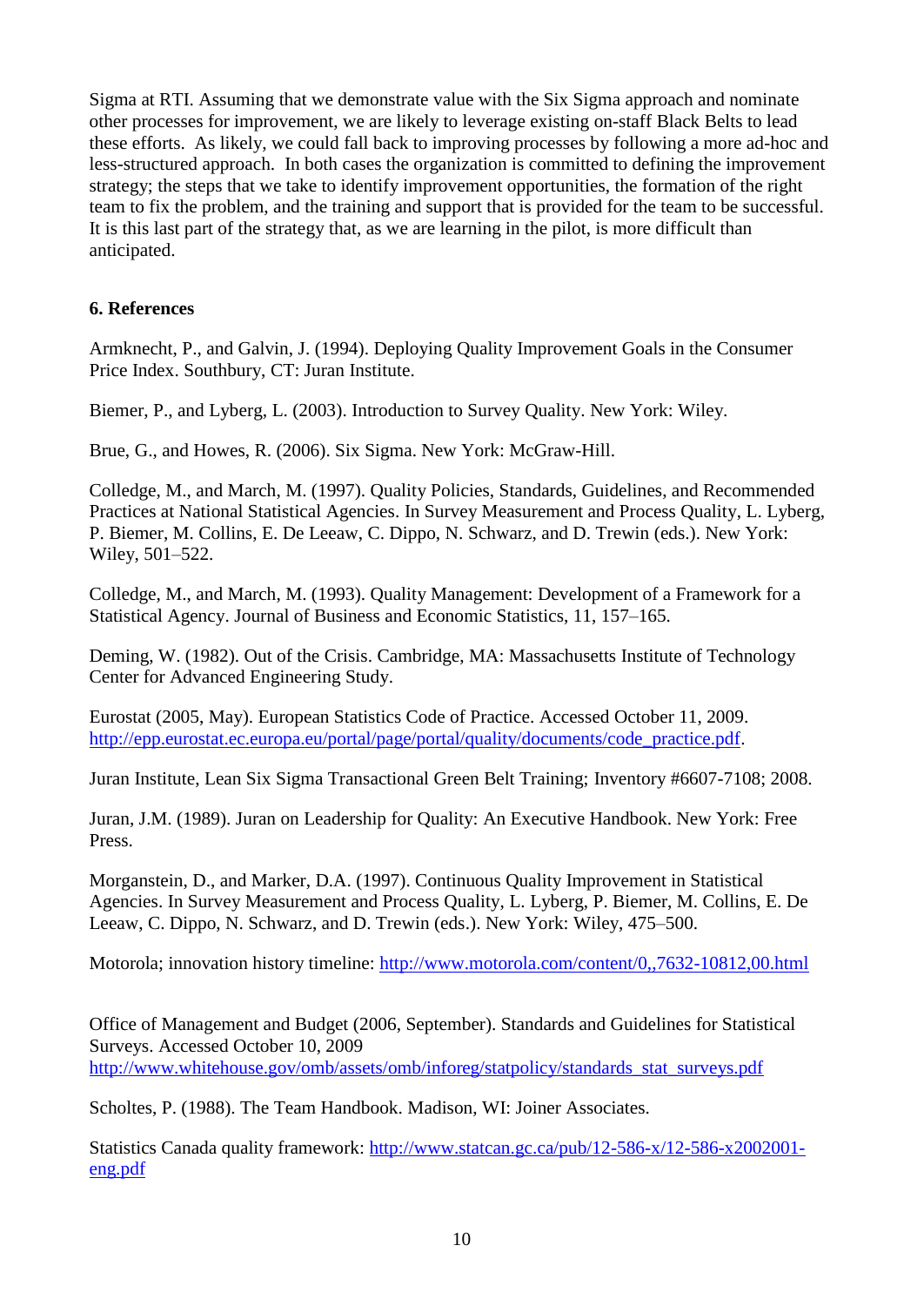Sigma at RTI. Assuming that we demonstrate value with the Six Sigma approach and nominate other processes for improvement, we are likely to leverage existing on-staff Black Belts to lead these efforts. As likely, we could fall back to improving processes by following a more ad-hoc and less-structured approach. In both cases the organization is committed to defining the improvement strategy; the steps that we take to identify improvement opportunities, the formation of the right team to fix the problem, and the training and support that is provided for the team to be successful. It is this last part of the strategy that, as we are learning in the pilot, is more difficult than anticipated.

## 6. References

Armknecht, P., and Galvin, J. (1994). Deploying Quality Improvement Goals in the Consumer Price Index. Southbury, CT: Juran Institute.

Biemer, P., and Lyberg, L. (2003). Introduction to Survey Quality. New York: Wiley.

Brue, G., and Howes, R. (2006). Six Sigma. New York: McGraw-Hill.

Colledge, M., and March, M. (1997). Quality Policies, Standards, Guidelines, and Recommended Practices at National Statistical Agencies. In Survey Measurement and Process Quality, L. Lyberg, P. Biemer, M. Collins, E. De Leeaw, C. Dippo, N. Schwarz, and D. Trewin (eds.). New York: Wiley, 501–522.

Colledge, M., and March, M. (1993). Quality Management: Development of a Framework for a Statistical Agency. Journal of Business and Economic Statistics, 11, 157–165.

Deming, W. (1982). Out of the Crisis. Cambridge, MA: Massachusetts Institute of Technology Center for Advanced Engineering Study.

Eurostat (2005, May). European Statistics Code of Practice. Accessed October 11, 2009. http://epp.eurostat.ec.europa.eu/portal/page/portal/quality/documents/code_practice.pdf.

Juran Institute, Lean Six Sigma Transactional Green Belt Training; Inventory #6607-7108; 2008.

Juran, J.M. (1989). Juran on Leadership for Quality: An Executive Handbook. New York: Free Press.

Morganstein, D., and Marker, D.A. (1997). Continuous Quality Improvement in Statistical Agencies. In Survey Measurement and Process Quality, L. Lyberg, P. Biemer, M. Collins, E. De Leeaw, C. Dippo, N. Schwarz, and D. Trewin (eds.). New York: Wiley, 475–500.

Motorola; innovation history timeline: http://www.motorola.com/content/0,,7632-10812,00.html

Office of Management and Budget (2006, September). Standards and Guidelines for Statistical Surveys. Accessed October 10, 2009 http://www.whitehouse.gov/omb/assets/omb/inforeg/statpolicy/standards_stat_surveys.pdf

Scholtes, P. (1988). The Team Handbook. Madison, WI: Joiner Associates.

Statistics Canada quality framework: http://www.statcan.gc.ca/pub/12-586-x/12-586-x2002001-eng.pdf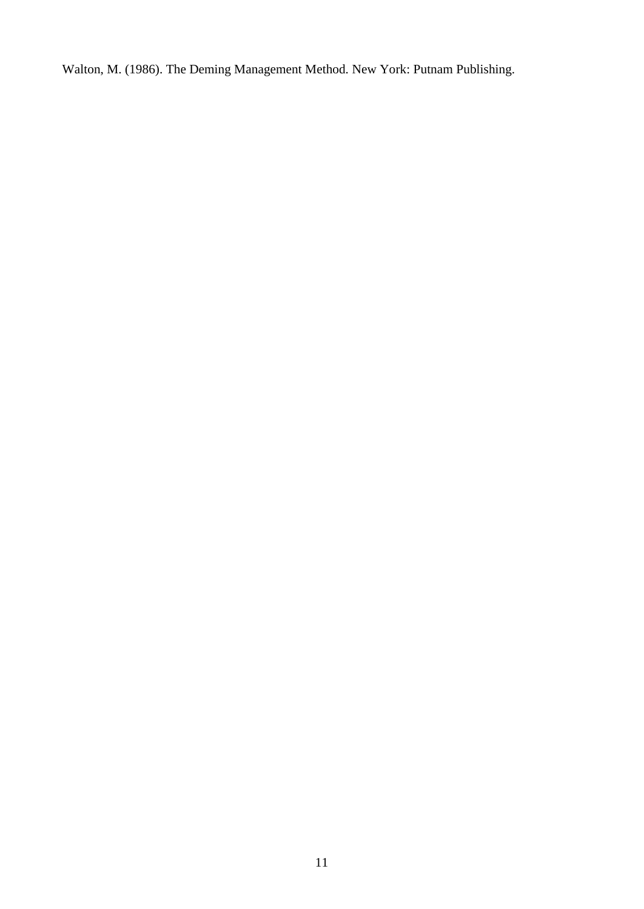Walton, M. (1986). The Deming Management Method. New York: Putnam Publishing.